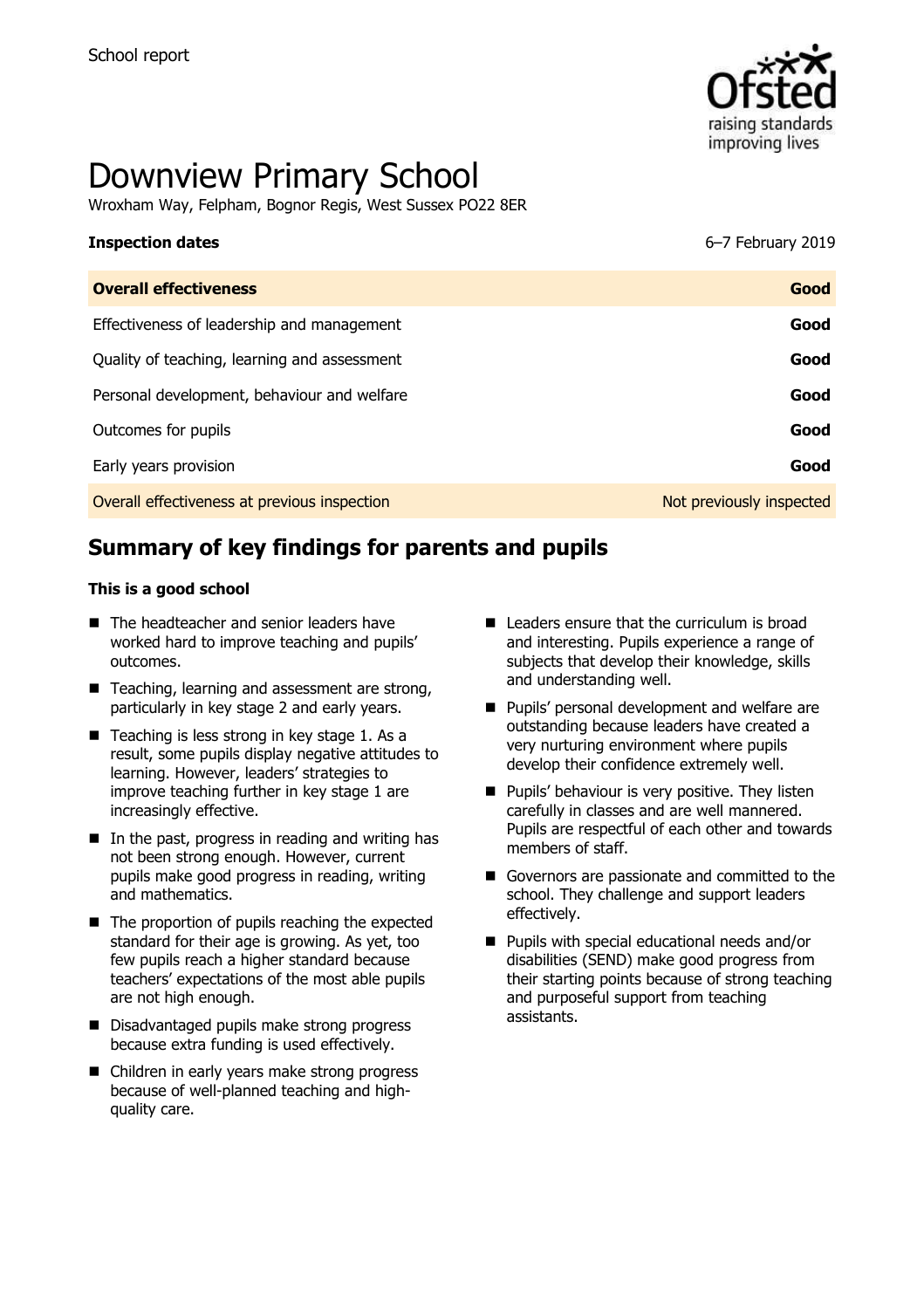School report

# Downview Primary School

Wroxham Way, Felpham, Bognor Regis, West Sussex PO22 8ER

**Inspection dates** 6–7 February 2019

| **Overall effectiveness** | **Good** |
|---|---|
| Effectiveness of leadership and management | **Good** |
| Quality of teaching, learning and assessment | **Good** |
| Personal development, behaviour and welfare | **Good** |
| Outcomes for pupils | **Good** |
| Early years provision | **Good** |
| Overall effectiveness at previous inspection | Not previously inspected |

## Summary of key findings for parents and pupils

**This is a good school**

- The headteacher and senior leaders have worked hard to improve teaching and pupils' outcomes.
- Teaching, learning and assessment are strong, particularly in key stage 2 and early years.
- Teaching is less strong in key stage 1. As a result, some pupils display negative attitudes to learning. However, leaders' strategies to improve teaching further in key stage 1 are increasingly effective.
- In the past, progress in reading and writing has not been strong enough. However, current pupils make good progress in reading, writing and mathematics.
- The proportion of pupils reaching the expected standard for their age is growing. As yet, too few pupils reach a higher standard because teachers' expectations of the most able pupils are not high enough.
- Disadvantaged pupils make strong progress because extra funding is used effectively.
- Children in early years make strong progress because of well-planned teaching and high-quality care.
- Leaders ensure that the curriculum is broad and interesting. Pupils experience a range of subjects that develop their knowledge, skills and understanding well.
- Pupils' personal development and welfare are outstanding because leaders have created a very nurturing environment where pupils develop their confidence extremely well.
- Pupils' behaviour is very positive. They listen carefully in classes and are well mannered. Pupils are respectful of each other and towards members of staff.
- Governors are passionate and committed to the school. They challenge and support leaders effectively.
- Pupils with special educational needs and/or disabilities (SEND) make good progress from their starting points because of strong teaching and purposeful support from teaching assistants.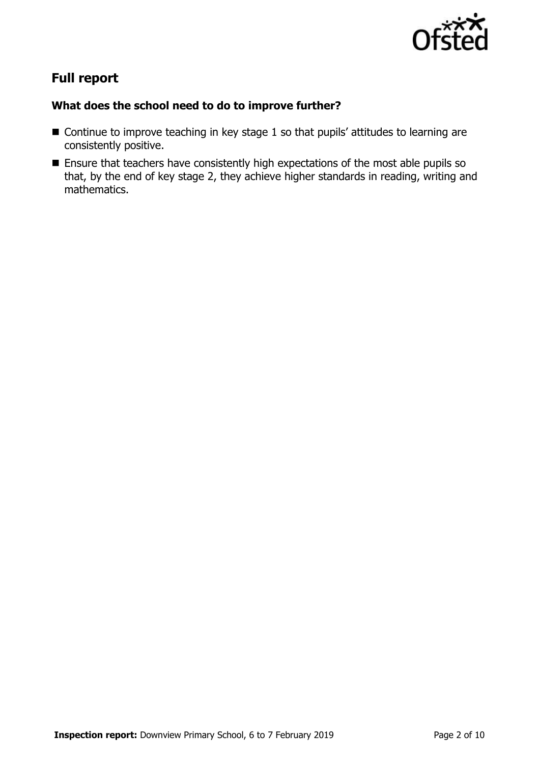## Full report

### What does the school need to do to improve further?

- Continue to improve teaching in key stage 1 so that pupils' attitudes to learning are consistently positive.
- Ensure that teachers have consistently high expectations of the most able pupils so that, by the end of key stage 2, they achieve higher standards in reading, writing and mathematics.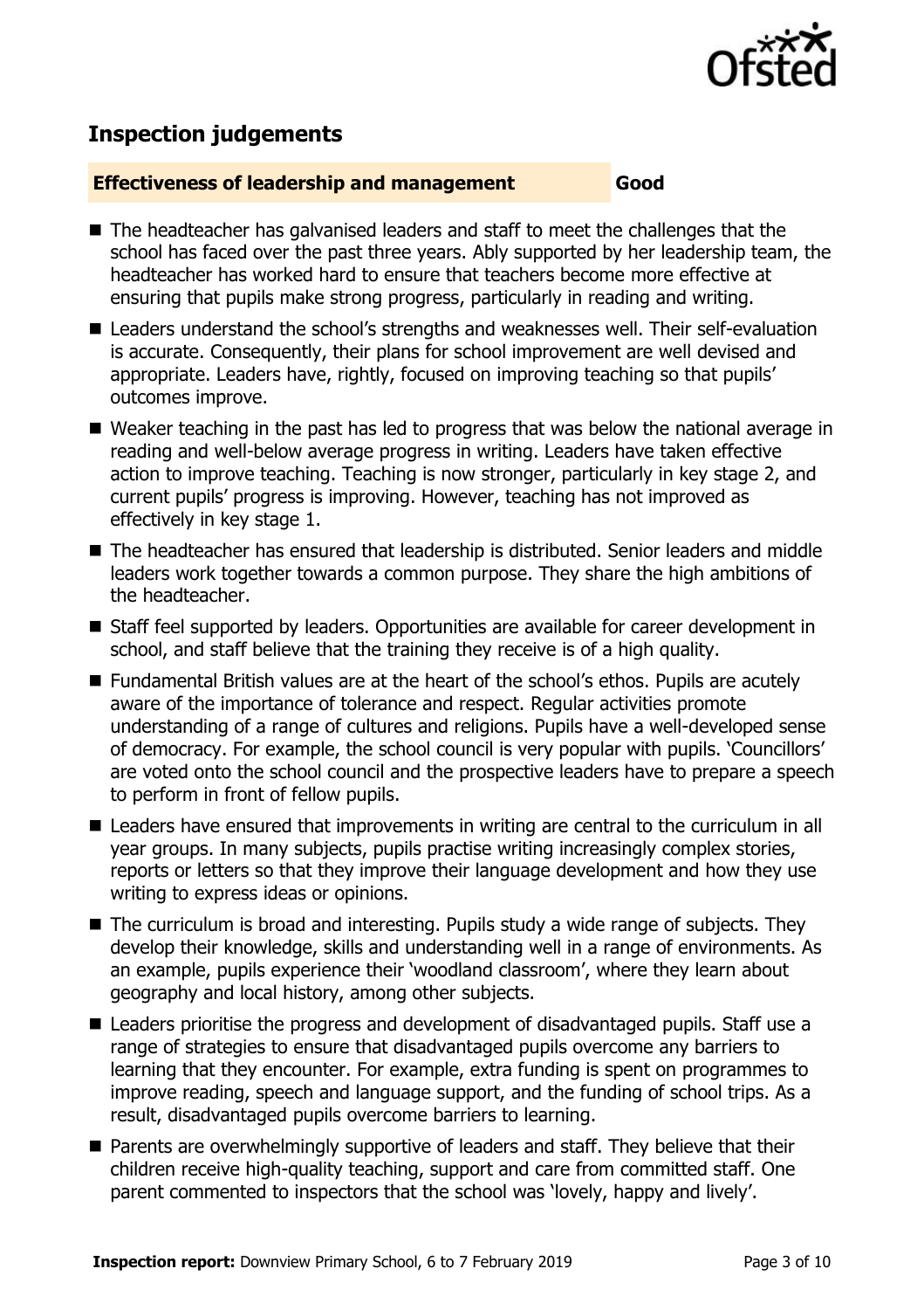## Inspection judgements

**Effectiveness of leadership and management** **Good**

- The headteacher has galvanised leaders and staff to meet the challenges that the school has faced over the past three years. Ably supported by her leadership team, the headteacher has worked hard to ensure that teachers become more effective at ensuring that pupils make strong progress, particularly in reading and writing.
- Leaders understand the school's strengths and weaknesses well. Their self-evaluation is accurate. Consequently, their plans for school improvement are well devised and appropriate. Leaders have, rightly, focused on improving teaching so that pupils' outcomes improve.
- Weaker teaching in the past has led to progress that was below the national average in reading and well-below average progress in writing. Leaders have taken effective action to improve teaching. Teaching is now stronger, particularly in key stage 2, and current pupils' progress is improving. However, teaching has not improved as effectively in key stage 1.
- The headteacher has ensured that leadership is distributed. Senior leaders and middle leaders work together towards a common purpose. They share the high ambitions of the headteacher.
- Staff feel supported by leaders. Opportunities are available for career development in school, and staff believe that the training they receive is of a high quality.
- Fundamental British values are at the heart of the school's ethos. Pupils are acutely aware of the importance of tolerance and respect. Regular activities promote understanding of a range of cultures and religions. Pupils have a well-developed sense of democracy. For example, the school council is very popular with pupils. 'Councillors' are voted onto the school council and the prospective leaders have to prepare a speech to perform in front of fellow pupils.
- Leaders have ensured that improvements in writing are central to the curriculum in all year groups. In many subjects, pupils practise writing increasingly complex stories, reports or letters so that they improve their language development and how they use writing to express ideas or opinions.
- The curriculum is broad and interesting. Pupils study a wide range of subjects. They develop their knowledge, skills and understanding well in a range of environments. As an example, pupils experience their 'woodland classroom', where they learn about geography and local history, among other subjects.
- Leaders prioritise the progress and development of disadvantaged pupils. Staff use a range of strategies to ensure that disadvantaged pupils overcome any barriers to learning that they encounter. For example, extra funding is spent on programmes to improve reading, speech and language support, and the funding of school trips. As a result, disadvantaged pupils overcome barriers to learning.
- Parents are overwhelmingly supportive of leaders and staff. They believe that their children receive high-quality teaching, support and care from committed staff. One parent commented to inspectors that the school was 'lovely, happy and lively'.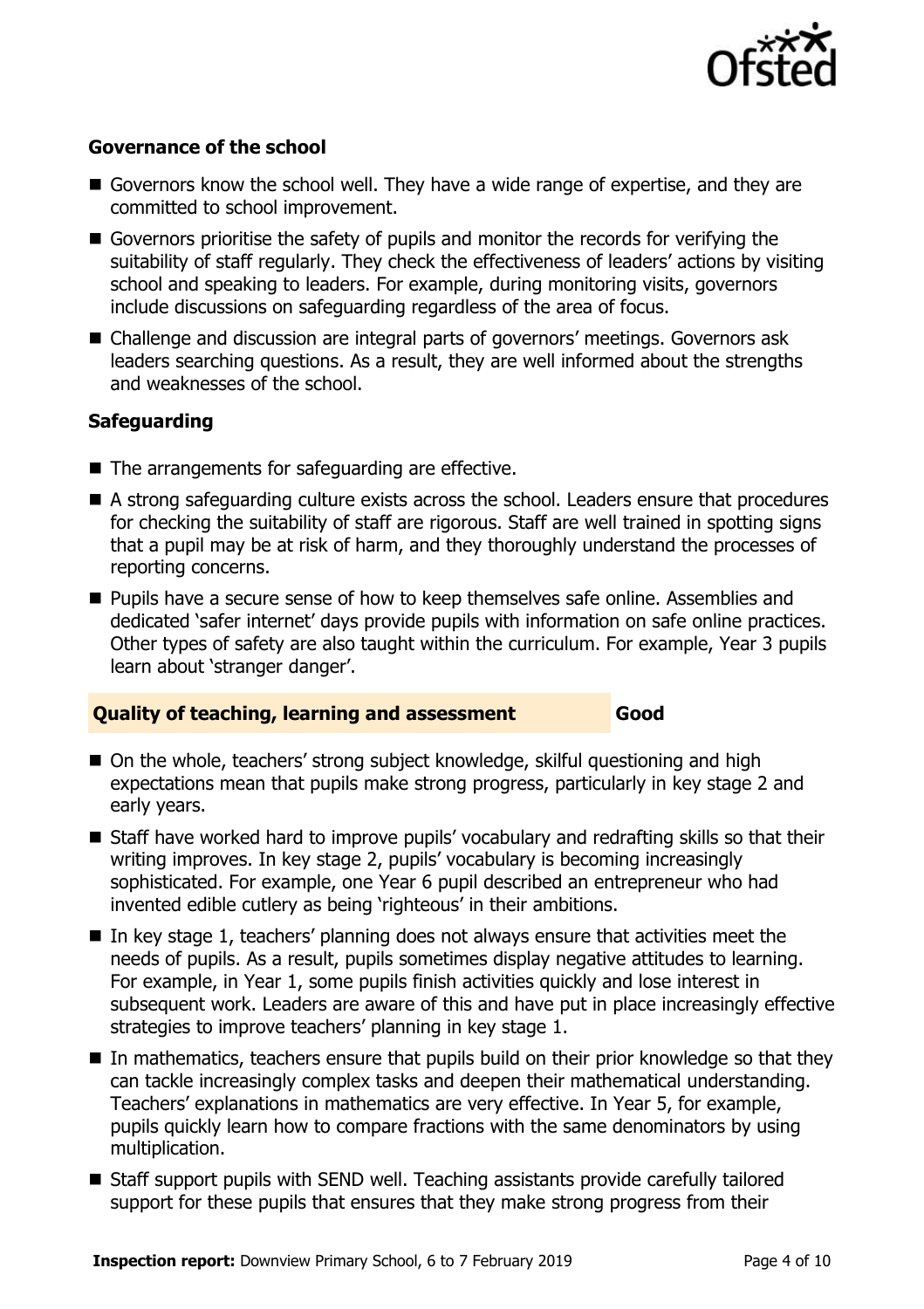### Governance of the school

- Governors know the school well. They have a wide range of expertise, and they are committed to school improvement.
- Governors prioritise the safety of pupils and monitor the records for verifying the suitability of staff regularly. They check the effectiveness of leaders' actions by visiting school and speaking to leaders. For example, during monitoring visits, governors include discussions on safeguarding regardless of the area of focus.
- Challenge and discussion are integral parts of governors' meetings. Governors ask leaders searching questions. As a result, they are well informed about the strengths and weaknesses of the school.

### Safeguarding

- The arrangements for safeguarding are effective.
- A strong safeguarding culture exists across the school. Leaders ensure that procedures for checking the suitability of staff are rigorous. Staff are well trained in spotting signs that a pupil may be at risk of harm, and they thoroughly understand the processes of reporting concerns.
- Pupils have a secure sense of how to keep themselves safe online. Assemblies and dedicated 'safer internet' days provide pupils with information on safe online practices. Other types of safety are also taught within the curriculum. For example, Year 3 pupils learn about 'stranger danger'.

## Quality of teaching, learning and assessment — Good

- On the whole, teachers' strong subject knowledge, skilful questioning and high expectations mean that pupils make strong progress, particularly in key stage 2 and early years.
- Staff have worked hard to improve pupils' vocabulary and redrafting skills so that their writing improves. In key stage 2, pupils' vocabulary is becoming increasingly sophisticated. For example, one Year 6 pupil described an entrepreneur who had invented edible cutlery as being 'righteous' in their ambitions.
- In key stage 1, teachers' planning does not always ensure that activities meet the needs of pupils. As a result, pupils sometimes display negative attitudes to learning. For example, in Year 1, some pupils finish activities quickly and lose interest in subsequent work. Leaders are aware of this and have put in place increasingly effective strategies to improve teachers' planning in key stage 1.
- In mathematics, teachers ensure that pupils build on their prior knowledge so that they can tackle increasingly complex tasks and deepen their mathematical understanding. Teachers' explanations in mathematics are very effective. In Year 5, for example, pupils quickly learn how to compare fractions with the same denominators by using multiplication.
- Staff support pupils with SEND well. Teaching assistants provide carefully tailored support for these pupils that ensures that they make strong progress from their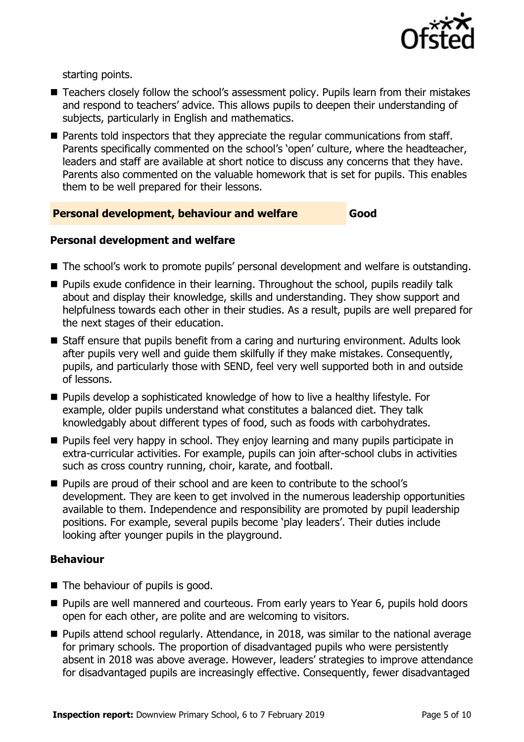starting points.

- Teachers closely follow the school's assessment policy. Pupils learn from their mistakes and respond to teachers' advice. This allows pupils to deepen their understanding of subjects, particularly in English and mathematics.
- Parents told inspectors that they appreciate the regular communications from staff. Parents specifically commented on the school's 'open' culture, where the headteacher, leaders and staff are available at short notice to discuss any concerns that they have. Parents also commented on the valuable homework that is set for pupils. This enables them to be well prepared for their lessons.

## Personal development, behaviour and welfare — Good

### Personal development and welfare

- The school's work to promote pupils' personal development and welfare is outstanding.
- Pupils exude confidence in their learning. Throughout the school, pupils readily talk about and display their knowledge, skills and understanding. They show support and helpfulness towards each other in their studies. As a result, pupils are well prepared for the next stages of their education.
- Staff ensure that pupils benefit from a caring and nurturing environment. Adults look after pupils very well and guide them skilfully if they make mistakes. Consequently, pupils, and particularly those with SEND, feel very well supported both in and outside of lessons.
- Pupils develop a sophisticated knowledge of how to live a healthy lifestyle. For example, older pupils understand what constitutes a balanced diet. They talk knowledgably about different types of food, such as foods with carbohydrates.
- Pupils feel very happy in school. They enjoy learning and many pupils participate in extra-curricular activities. For example, pupils can join after-school clubs in activities such as cross country running, choir, karate, and football.
- Pupils are proud of their school and are keen to contribute to the school's development. They are keen to get involved in the numerous leadership opportunities available to them. Independence and responsibility are promoted by pupil leadership positions. For example, several pupils become 'play leaders'. Their duties include looking after younger pupils in the playground.

### Behaviour

- The behaviour of pupils is good.
- Pupils are well mannered and courteous. From early years to Year 6, pupils hold doors open for each other, are polite and are welcoming to visitors.
- Pupils attend school regularly. Attendance, in 2018, was similar to the national average for primary schools. The proportion of disadvantaged pupils who were persistently absent in 2018 was above average. However, leaders' strategies to improve attendance for disadvantaged pupils are increasingly effective. Consequently, fewer disadvantaged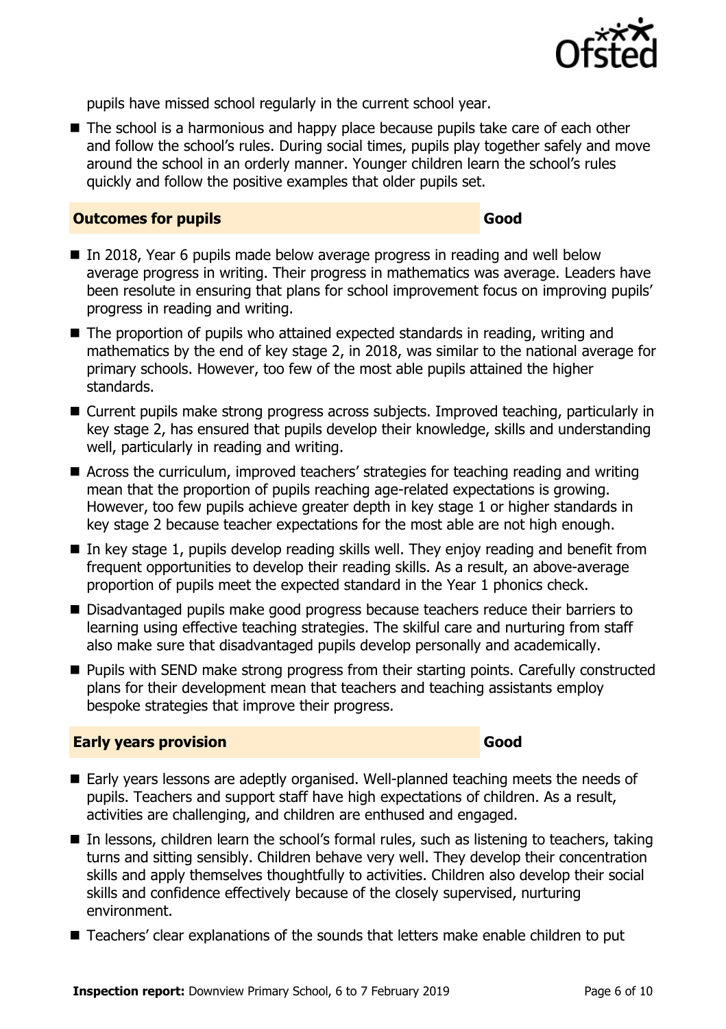pupils have missed school regularly in the current school year.

- The school is a harmonious and happy place because pupils take care of each other and follow the school's rules. During social times, pupils play together safely and move around the school in an orderly manner. Younger children learn the school's rules quickly and follow the positive examples that older pupils set.

## Outcomes for pupils — Good

- In 2018, Year 6 pupils made below average progress in reading and well below average progress in writing. Their progress in mathematics was average. Leaders have been resolute in ensuring that plans for school improvement focus on improving pupils' progress in reading and writing.
- The proportion of pupils who attained expected standards in reading, writing and mathematics by the end of key stage 2, in 2018, was similar to the national average for primary schools. However, too few of the most able pupils attained the higher standards.
- Current pupils make strong progress across subjects. Improved teaching, particularly in key stage 2, has ensured that pupils develop their knowledge, skills and understanding well, particularly in reading and writing.
- Across the curriculum, improved teachers' strategies for teaching reading and writing mean that the proportion of pupils reaching age-related expectations is growing. However, too few pupils achieve greater depth in key stage 1 or higher standards in key stage 2 because teacher expectations for the most able are not high enough.
- In key stage 1, pupils develop reading skills well. They enjoy reading and benefit from frequent opportunities to develop their reading skills. As a result, an above-average proportion of pupils meet the expected standard in the Year 1 phonics check.
- Disadvantaged pupils make good progress because teachers reduce their barriers to learning using effective teaching strategies. The skilful care and nurturing from staff also make sure that disadvantaged pupils develop personally and academically.
- Pupils with SEND make strong progress from their starting points. Carefully constructed plans for their development mean that teachers and teaching assistants employ bespoke strategies that improve their progress.

## Early years provision — Good

- Early years lessons are adeptly organised. Well-planned teaching meets the needs of pupils. Teachers and support staff have high expectations of children. As a result, activities are challenging, and children are enthused and engaged.
- In lessons, children learn the school's formal rules, such as listening to teachers, taking turns and sitting sensibly. Children behave very well. They develop their concentration skills and apply themselves thoughtfully to activities. Children also develop their social skills and confidence effectively because of the closely supervised, nurturing environment.
- Teachers' clear explanations of the sounds that letters make enable children to put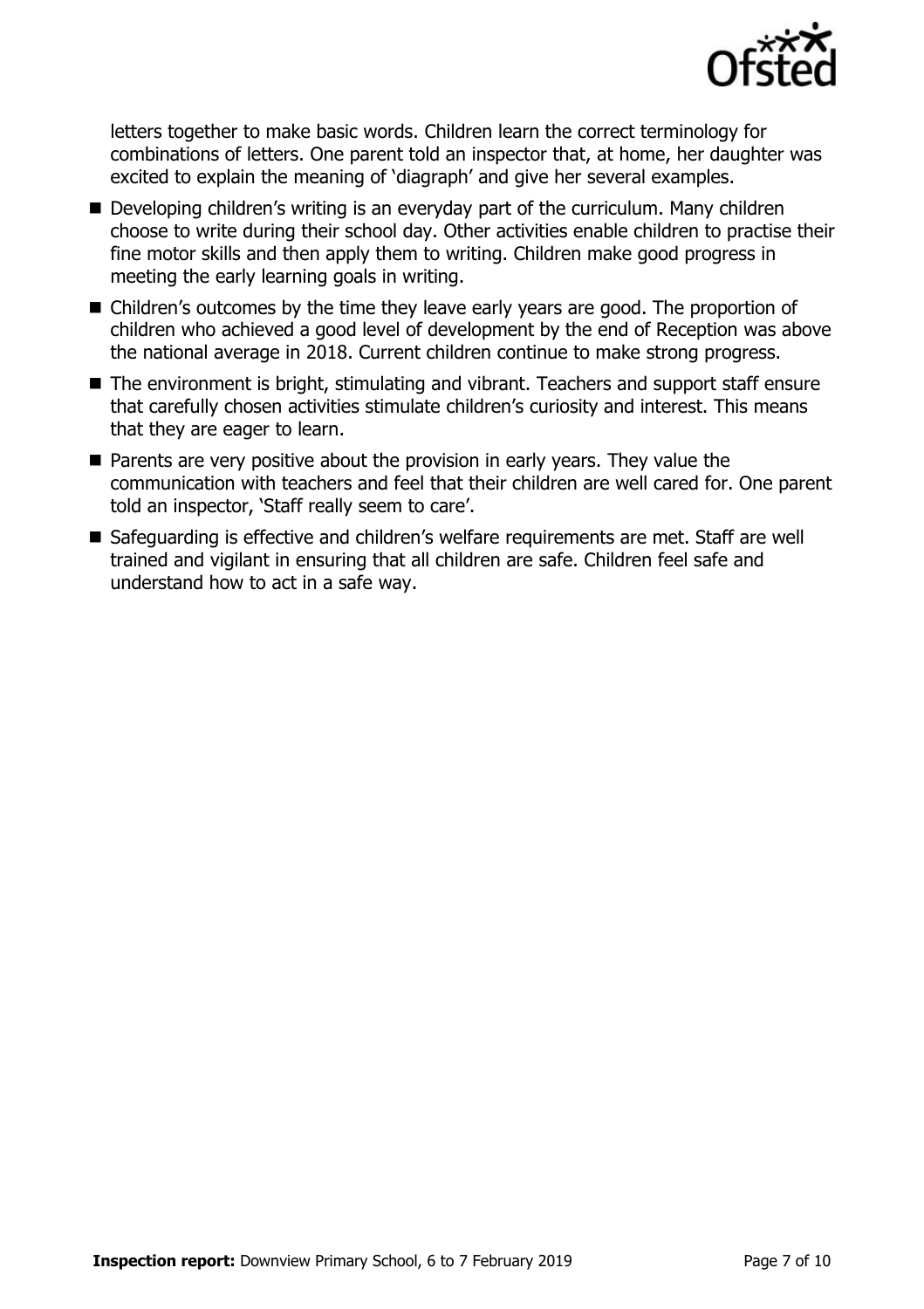letters together to make basic words. Children learn the correct terminology for combinations of letters. One parent told an inspector that, at home, her daughter was excited to explain the meaning of 'diagraph' and give her several examples.

- Developing children's writing is an everyday part of the curriculum. Many children choose to write during their school day. Other activities enable children to practise their fine motor skills and then apply them to writing. Children make good progress in meeting the early learning goals in writing.
- Children's outcomes by the time they leave early years are good. The proportion of children who achieved a good level of development by the end of Reception was above the national average in 2018. Current children continue to make strong progress.
- The environment is bright, stimulating and vibrant. Teachers and support staff ensure that carefully chosen activities stimulate children's curiosity and interest. This means that they are eager to learn.
- Parents are very positive about the provision in early years. They value the communication with teachers and feel that their children are well cared for. One parent told an inspector, 'Staff really seem to care'.
- Safeguarding is effective and children's welfare requirements are met. Staff are well trained and vigilant in ensuring that all children are safe. Children feel safe and understand how to act in a safe way.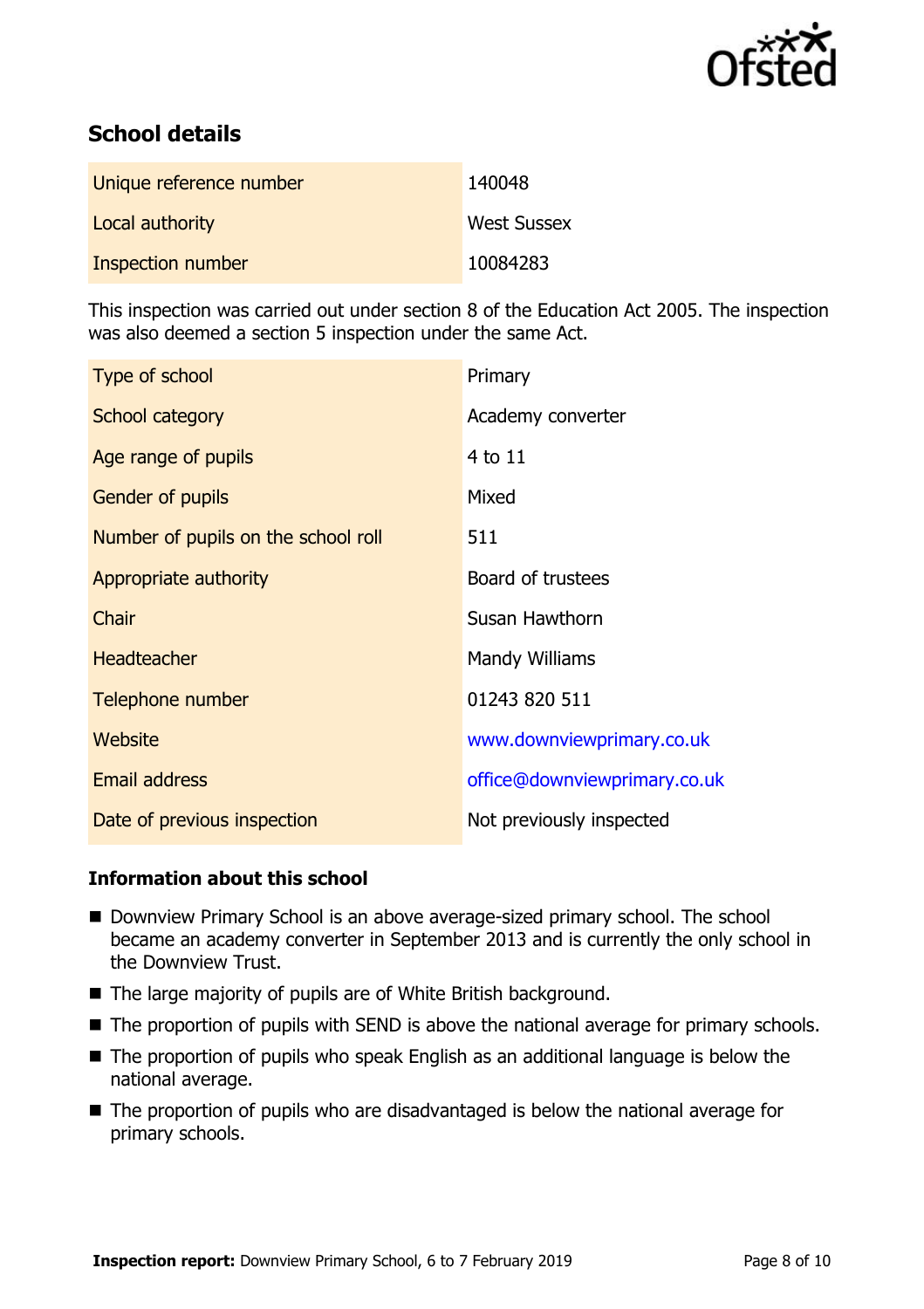## School details

| | |
|---|---|
| Unique reference number | 140048 |
| Local authority | West Sussex |
| Inspection number | 10084283 |

This inspection was carried out under section 8 of the Education Act 2005. The inspection was also deemed a section 5 inspection under the same Act.

| | |
|---|---|
| Type of school | Primary |
| School category | Academy converter |
| Age range of pupils | 4 to 11 |
| Gender of pupils | Mixed |
| Number of pupils on the school roll | 511 |
| Appropriate authority | Board of trustees |
| Chair | Susan Hawthorn |
| Headteacher | Mandy Williams |
| Telephone number | 01243 820 511 |
| Website | www.downviewprimary.co.uk |
| Email address | office@downviewprimary.co.uk |
| Date of previous inspection | Not previously inspected |

### Information about this school

- Downview Primary School is an above average-sized primary school. The school became an academy converter in September 2013 and is currently the only school in the Downview Trust.
- The large majority of pupils are of White British background.
- The proportion of pupils with SEND is above the national average for primary schools.
- The proportion of pupils who speak English as an additional language is below the national average.
- The proportion of pupils who are disadvantaged is below the national average for primary schools.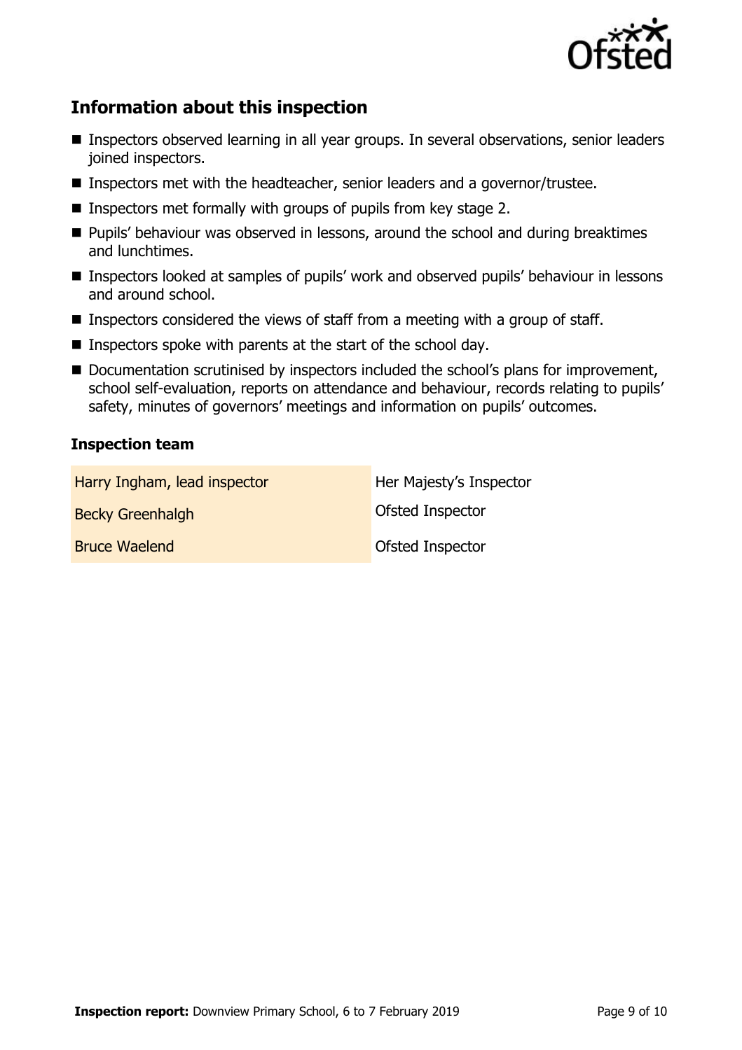## Information about this inspection

- Inspectors observed learning in all year groups. In several observations, senior leaders joined inspectors.
- Inspectors met with the headteacher, senior leaders and a governor/trustee.
- Inspectors met formally with groups of pupils from key stage 2.
- Pupils' behaviour was observed in lessons, around the school and during breaktimes and lunchtimes.
- Inspectors looked at samples of pupils' work and observed pupils' behaviour in lessons and around school.
- Inspectors considered the views of staff from a meeting with a group of staff.
- Inspectors spoke with parents at the start of the school day.
- Documentation scrutinised by inspectors included the school's plans for improvement, school self-evaluation, reports on attendance and behaviour, records relating to pupils' safety, minutes of governors' meetings and information on pupils' outcomes.

### Inspection team

| | |
|---|---|
| Harry Ingham, lead inspector | Her Majesty's Inspector |
| Becky Greenhalgh | Ofsted Inspector |
| Bruce Waelend | Ofsted Inspector |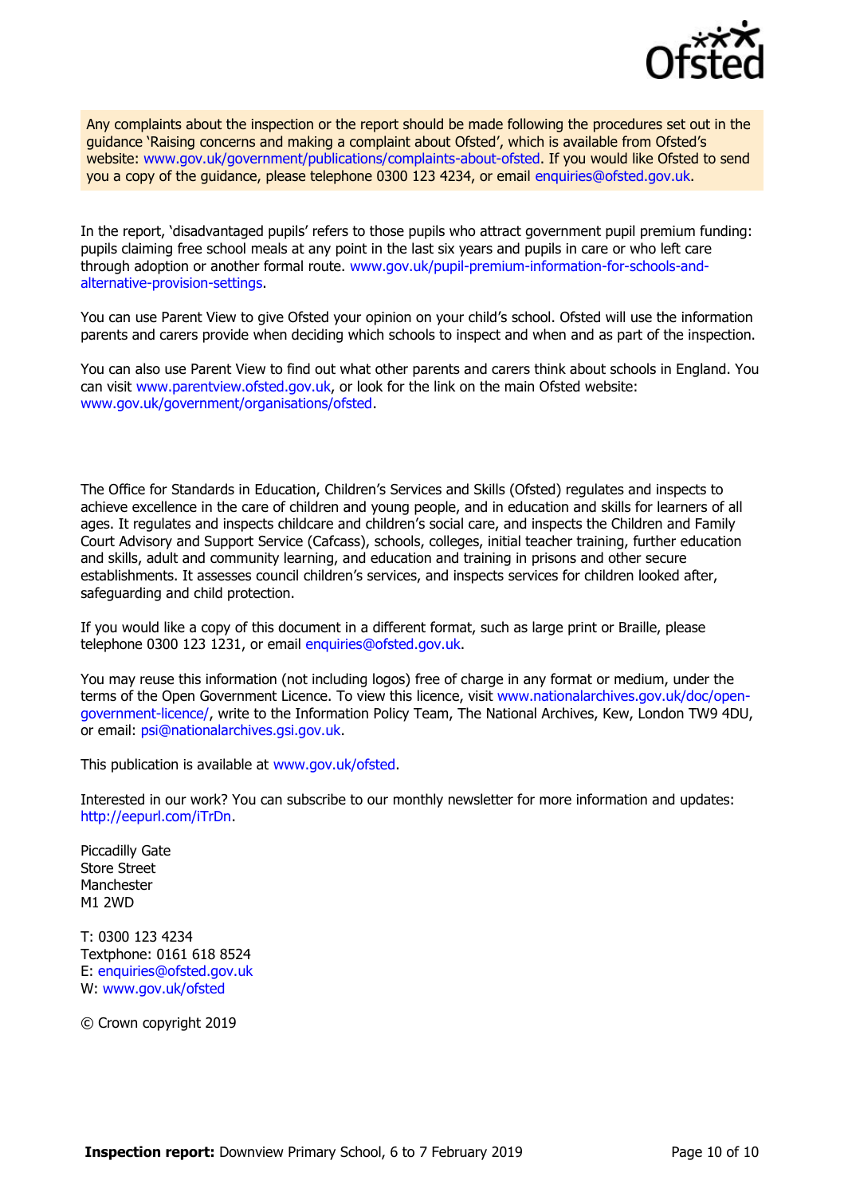Any complaints about the inspection or the report should be made following the procedures set out in the guidance 'Raising concerns and making a complaint about Ofsted', which is available from Ofsted's website: www.gov.uk/government/publications/complaints-about-ofsted. If you would like Ofsted to send you a copy of the guidance, please telephone 0300 123 4234, or email enquiries@ofsted.gov.uk.

In the report, 'disadvantaged pupils' refers to those pupils who attract government pupil premium funding: pupils claiming free school meals at any point in the last six years and pupils in care or who left care through adoption or another formal route. www.gov.uk/pupil-premium-information-for-schools-and-alternative-provision-settings.

You can use Parent View to give Ofsted your opinion on your child's school. Ofsted will use the information parents and carers provide when deciding which schools to inspect and when and as part of the inspection.

You can also use Parent View to find out what other parents and carers think about schools in England. You can visit www.parentview.ofsted.gov.uk, or look for the link on the main Ofsted website: www.gov.uk/government/organisations/ofsted.

The Office for Standards in Education, Children's Services and Skills (Ofsted) regulates and inspects to achieve excellence in the care of children and young people, and in education and skills for learners of all ages. It regulates and inspects childcare and children's social care, and inspects the Children and Family Court Advisory and Support Service (Cafcass), schools, colleges, initial teacher training, further education and skills, adult and community learning, and education and training in prisons and other secure establishments. It assesses council children's services, and inspects services for children looked after, safeguarding and child protection.

If you would like a copy of this document in a different format, such as large print or Braille, please telephone 0300 123 1231, or email enquiries@ofsted.gov.uk.

You may reuse this information (not including logos) free of charge in any format or medium, under the terms of the Open Government Licence. To view this licence, visit www.nationalarchives.gov.uk/doc/open-government-licence/, write to the Information Policy Team, The National Archives, Kew, London TW9 4DU, or email: psi@nationalarchives.gsi.gov.uk.

This publication is available at www.gov.uk/ofsted.

Interested in our work? You can subscribe to our monthly newsletter for more information and updates: http://eepurl.com/iTrDn.

Piccadilly Gate  
Store Street  
Manchester  
M1 2WD

T: 0300 123 4234  
Textphone: 0161 618 8524  
E: enquiries@ofsted.gov.uk  
W: www.gov.uk/ofsted

© Crown copyright 2019